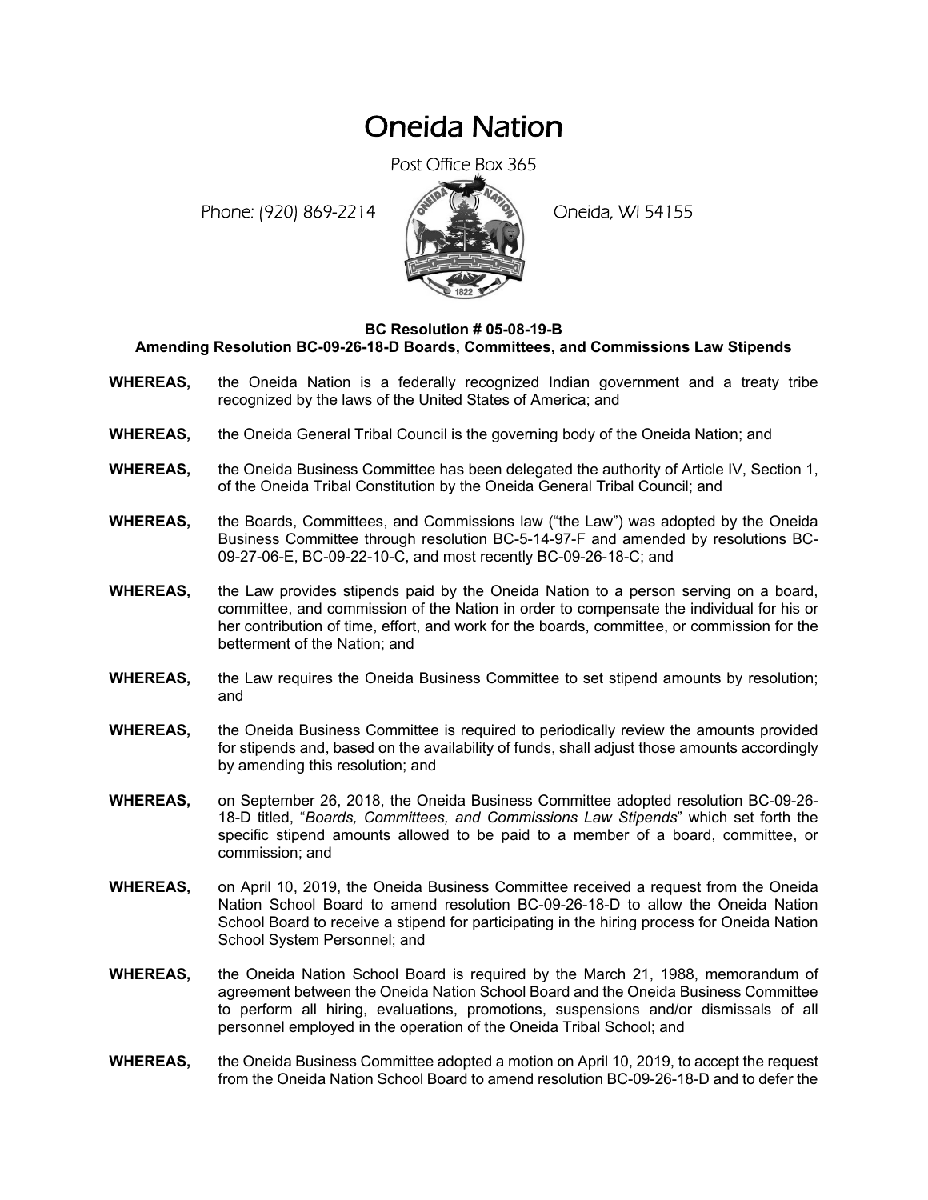# Oneida Nation

Post Office Box 365

Phone: (920) 869-2214 Oneida, WI 54155

**BC Resolution # 05-08-19-B**
**Amending Resolution BC-09-26-18-D Boards, Committees, and Commissions Law Stipends**

**WHEREAS,** the Oneida Nation is a federally recognized Indian government and a treaty tribe recognized by the laws of the United States of America; and

**WHEREAS,** the Oneida General Tribal Council is the governing body of the Oneida Nation; and

**WHEREAS,** the Oneida Business Committee has been delegated the authority of Article IV, Section 1, of the Oneida Tribal Constitution by the Oneida General Tribal Council; and

**WHEREAS,** the Boards, Committees, and Commissions law ("the Law") was adopted by the Oneida Business Committee through resolution BC-5-14-97-F and amended by resolutions BC-09-27-06-E, BC-09-22-10-C, and most recently BC-09-26-18-C; and

**WHEREAS,** the Law provides stipends paid by the Oneida Nation to a person serving on a board, committee, and commission of the Nation in order to compensate the individual for his or her contribution of time, effort, and work for the boards, committee, or commission for the betterment of the Nation; and

**WHEREAS,** the Law requires the Oneida Business Committee to set stipend amounts by resolution; and

**WHEREAS,** the Oneida Business Committee is required to periodically review the amounts provided for stipends and, based on the availability of funds, shall adjust those amounts accordingly by amending this resolution; and

**WHEREAS,** on September 26, 2018, the Oneida Business Committee adopted resolution BC-09-26-18-D titled, "*Boards, Committees, and Commissions Law Stipends*" which set forth the specific stipend amounts allowed to be paid to a member of a board, committee, or commission; and

**WHEREAS,** on April 10, 2019, the Oneida Business Committee received a request from the Oneida Nation School Board to amend resolution BC-09-26-18-D to allow the Oneida Nation School Board to receive a stipend for participating in the hiring process for Oneida Nation School System Personnel; and

**WHEREAS,** the Oneida Nation School Board is required by the March 21, 1988, memorandum of agreement between the Oneida Nation School Board and the Oneida Business Committee to perform all hiring, evaluations, promotions, suspensions and/or dismissals of all personnel employed in the operation of the Oneida Tribal School; and

**WHEREAS,** the Oneida Business Committee adopted a motion on April 10, 2019, to accept the request from the Oneida Nation School Board to amend resolution BC-09-26-18-D and to defer the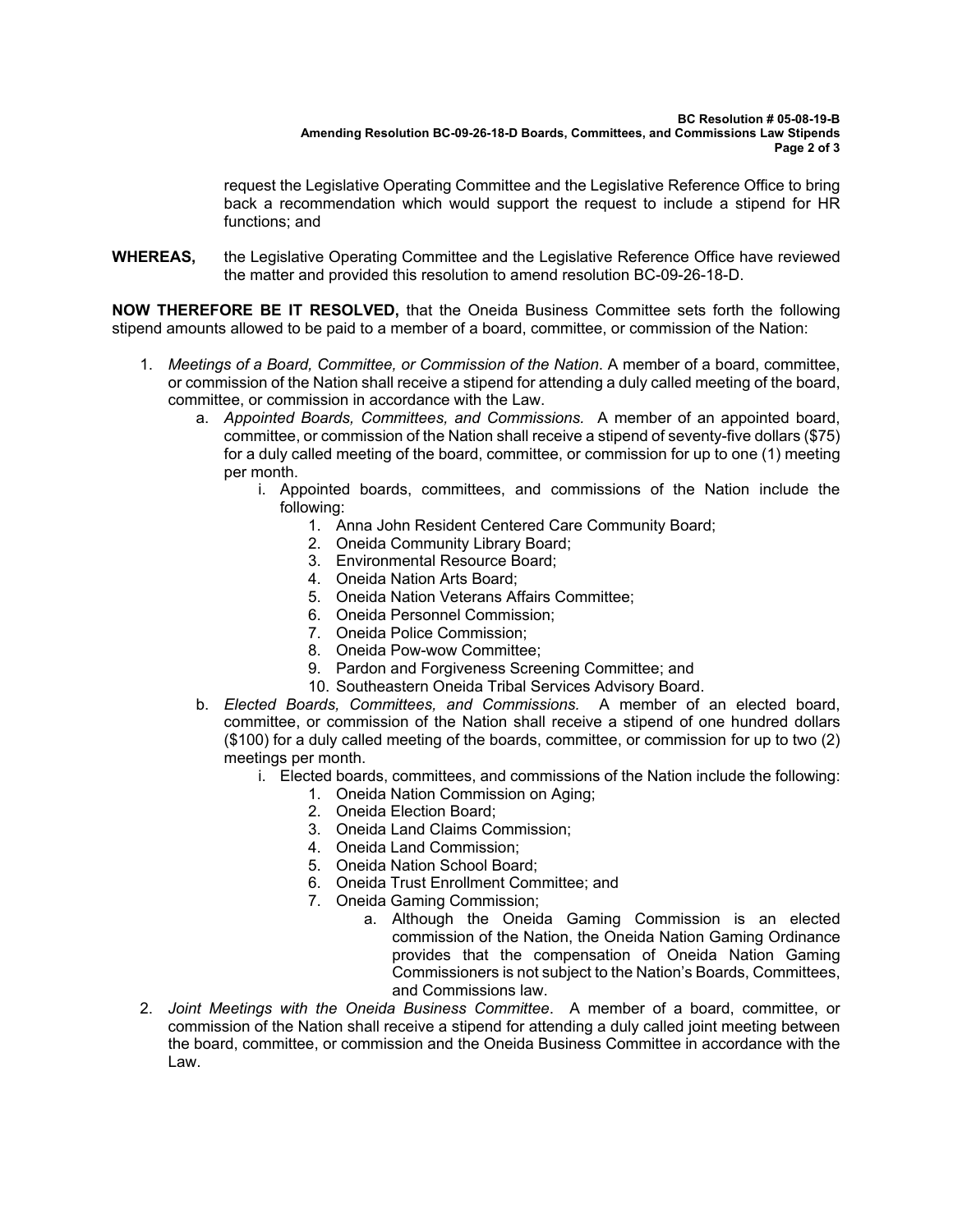request the Legislative Operating Committee and the Legislative Reference Office to bring back a recommendation which would support the request to include a stipend for HR functions; and

**WHEREAS,** the Legislative Operating Committee and the Legislative Reference Office have reviewed the matter and provided this resolution to amend resolution BC-09-26-18-D.

**NOW THEREFORE BE IT RESOLVED,** that the Oneida Business Committee sets forth the following stipend amounts allowed to be paid to a member of a board, committee, or commission of the Nation:

1. *Meetings of a Board, Committee, or Commission of the Nation*. A member of a board, committee, or commission of the Nation shall receive a stipend for attending a duly called meeting of the board, committee, or commission in accordance with the Law.
   a. *Appointed Boards, Committees, and Commissions.* A member of an appointed board, committee, or commission of the Nation shall receive a stipend of seventy-five dollars ($75) for a duly called meeting of the board, committee, or commission for up to one (1) meeting per month.
      i. Appointed boards, committees, and commissions of the Nation include the following:
         1. Anna John Resident Centered Care Community Board;
         2. Oneida Community Library Board;
         3. Environmental Resource Board;
         4. Oneida Nation Arts Board;
         5. Oneida Nation Veterans Affairs Committee;
         6. Oneida Personnel Commission;
         7. Oneida Police Commission;
         8. Oneida Pow-wow Committee;
         9. Pardon and Forgiveness Screening Committee; and
         10. Southeastern Oneida Tribal Services Advisory Board.
   b. *Elected Boards, Committees, and Commissions.* A member of an elected board, committee, or commission of the Nation shall receive a stipend of one hundred dollars ($100) for a duly called meeting of the boards, committee, or commission for up to two (2) meetings per month.
      i. Elected boards, committees, and commissions of the Nation include the following:
         1. Oneida Nation Commission on Aging;
         2. Oneida Election Board;
         3. Oneida Land Claims Commission;
         4. Oneida Land Commission;
         5. Oneida Nation School Board;
         6. Oneida Trust Enrollment Committee; and
         7. Oneida Gaming Commission;
            a. Although the Oneida Gaming Commission is an elected commission of the Nation, the Oneida Nation Gaming Ordinance provides that the compensation of Oneida Nation Gaming Commissioners is not subject to the Nation's Boards, Committees, and Commissions law.
2. *Joint Meetings with the Oneida Business Committee*. A member of a board, committee, or commission of the Nation shall receive a stipend for attending a duly called joint meeting between the board, committee, or commission and the Oneida Business Committee in accordance with the Law.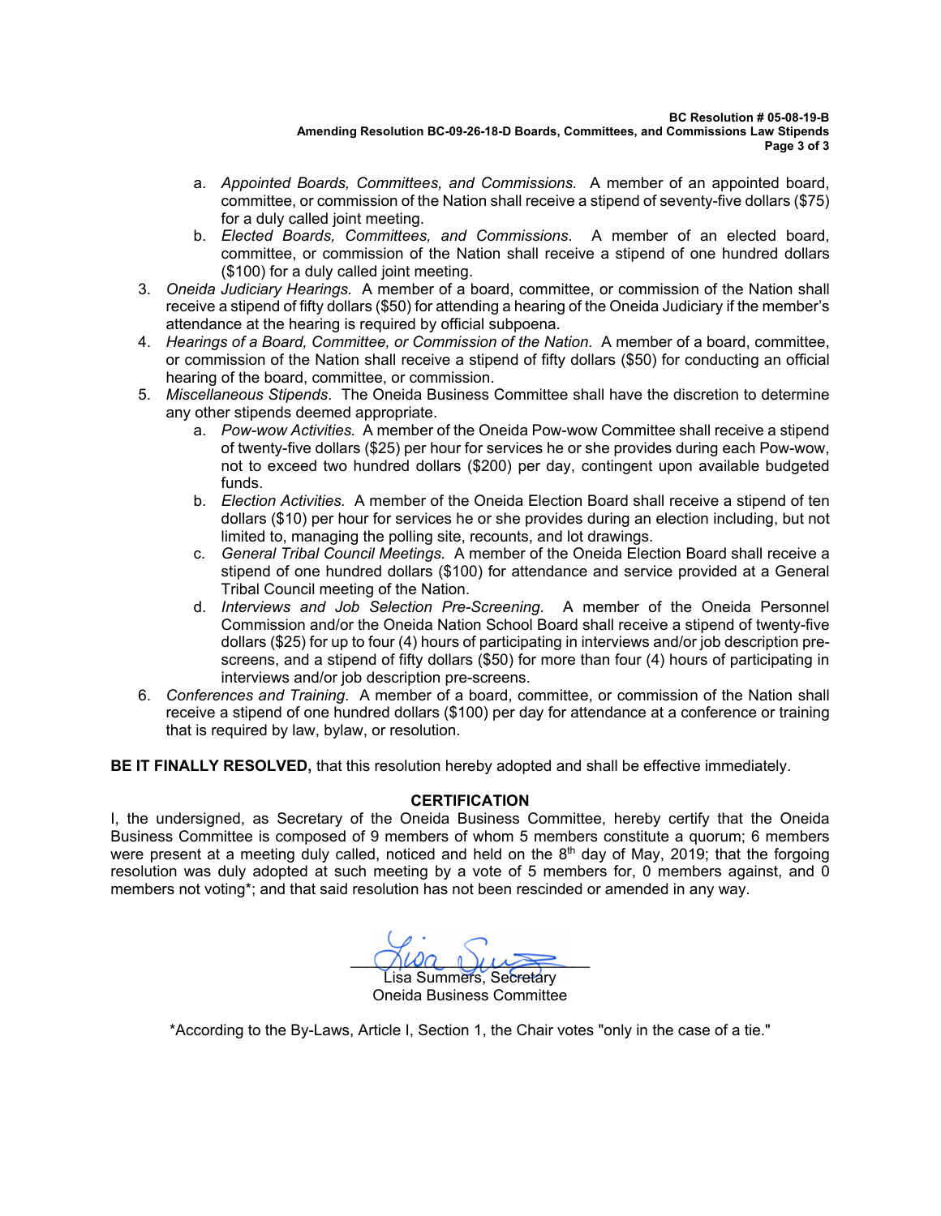a. *Appointed Boards, Committees, and Commissions.* A member of an appointed board, committee, or commission of the Nation shall receive a stipend of seventy-five dollars ($75) for a duly called joint meeting.
   b. *Elected Boards, Committees, and Commissions*. A member of an elected board, committee, or commission of the Nation shall receive a stipend of one hundred dollars ($100) for a duly called joint meeting.
3. *Oneida Judiciary Hearings.* A member of a board, committee, or commission of the Nation shall receive a stipend of fifty dollars ($50) for attending a hearing of the Oneida Judiciary if the member's attendance at the hearing is required by official subpoena.
4. *Hearings of a Board, Committee, or Commission of the Nation.* A member of a board, committee, or commission of the Nation shall receive a stipend of fifty dollars ($50) for conducting an official hearing of the board, committee, or commission.
5. *Miscellaneous Stipends*. The Oneida Business Committee shall have the discretion to determine any other stipends deemed appropriate.
   a. *Pow-wow Activities.* A member of the Oneida Pow-wow Committee shall receive a stipend of twenty-five dollars ($25) per hour for services he or she provides during each Pow-wow, not to exceed two hundred dollars ($200) per day, contingent upon available budgeted funds.
   b. *Election Activities.* A member of the Oneida Election Board shall receive a stipend of ten dollars ($10) per hour for services he or she provides during an election including, but not limited to, managing the polling site, recounts, and lot drawings.
   c. *General Tribal Council Meetings.* A member of the Oneida Election Board shall receive a stipend of one hundred dollars ($100) for attendance and service provided at a General Tribal Council meeting of the Nation.
   d. *Interviews and Job Selection Pre-Screening*. A member of the Oneida Personnel Commission and/or the Oneida Nation School Board shall receive a stipend of twenty-five dollars ($25) for up to four (4) hours of participating in interviews and/or job description pre-screens, and a stipend of fifty dollars ($50) for more than four (4) hours of participating in interviews and/or job description pre-screens.
6. *Conferences and Training*. A member of a board, committee, or commission of the Nation shall receive a stipend of one hundred dollars ($100) per day for attendance at a conference or training that is required by law, bylaw, or resolution.

**BE IT FINALLY RESOLVED,** that this resolution hereby adopted and shall be effective immediately.

**CERTIFICATION**

I, the undersigned, as Secretary of the Oneida Business Committee, hereby certify that the Oneida Business Committee is composed of 9 members of whom 5 members constitute a quorum; 6 members were present at a meeting duly called, noticed and held on the 8th day of May, 2019; that the forgoing resolution was duly adopted at such meeting by a vote of 5 members for, 0 members against, and 0 members not voting*; and that said resolution has not been rescinded or amended in any way.

Lisa Summers, Secretary
Oneida Business Committee

*According to the By-Laws, Article I, Section 1, the Chair votes "only in the case of a tie."